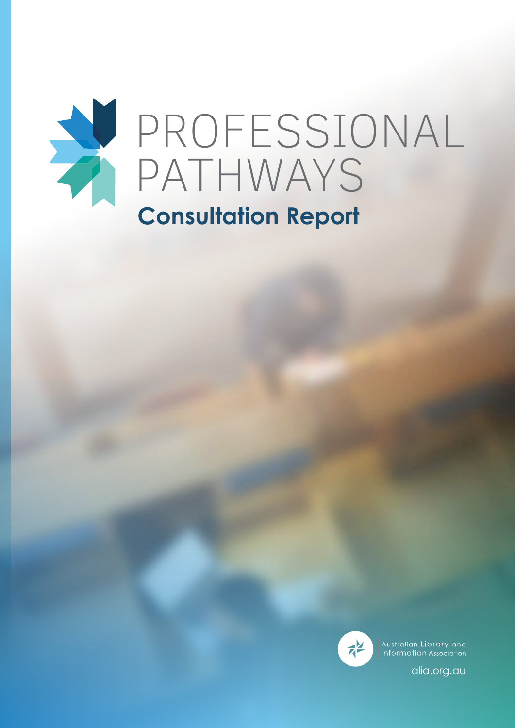# PROFESSIONAL PATHWAYS

## Consultation Report

Australian Library and Information Association

alia.org.au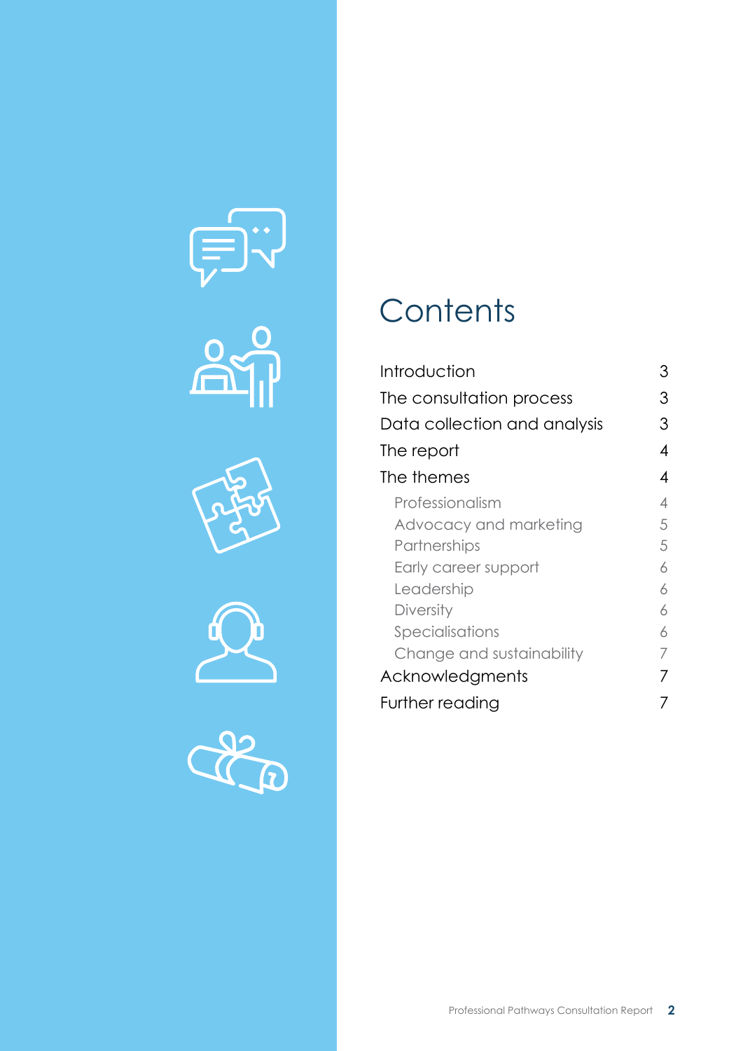# Contents

| | |
|---|---|
| Introduction | 3 |
| The consultation process | 3 |
| Data collection and analysis | 3 |
| The report | 4 |
| The themes | 4 |
| Professionalism | 4 |
| Advocacy and marketing | 5 |
| Partnerships | 5 |
| Early career support | 6 |
| Leadership | 6 |
| Diversity | 6 |
| Specialisations | 6 |
| Change and sustainability | 7 |
| Acknowledgments | 7 |
| Further reading | 7 |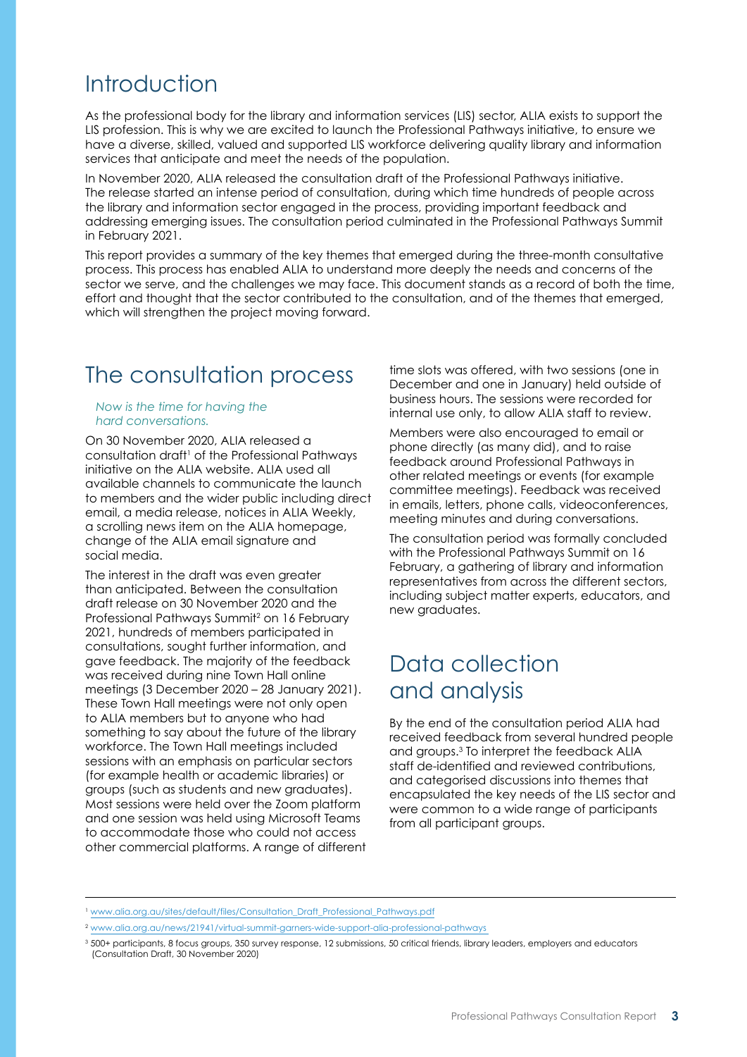# Introduction

As the professional body for the library and information services (LIS) sector, ALIA exists to support the LIS profession. This is why we are excited to launch the Professional Pathways initiative, to ensure we have a diverse, skilled, valued and supported LIS workforce delivering quality library and information services that anticipate and meet the needs of the population.

In November 2020, ALIA released the consultation draft of the Professional Pathways initiative. The release started an intense period of consultation, during which time hundreds of people across the library and information sector engaged in the process, providing important feedback and addressing emerging issues. The consultation period culminated in the Professional Pathways Summit in February 2021.

This report provides a summary of the key themes that emerged during the three-month consultative process. This process has enabled ALIA to understand more deeply the needs and concerns of the sector we serve, and the challenges we may face. This document stands as a record of both the time, effort and thought that the sector contributed to the consultation, and of the themes that emerged, which will strengthen the project moving forward.

# The consultation process

*Now is the time for having the hard conversations.*

On 30 November 2020, ALIA released a consultation draft[1] of the Professional Pathways initiative on the ALIA website. ALIA used all available channels to communicate the launch to members and the wider public including direct email, a media release, notices in ALIA Weekly, a scrolling news item on the ALIA homepage, change of the ALIA email signature and social media.

The interest in the draft was even greater than anticipated. Between the consultation draft release on 30 November 2020 and the Professional Pathways Summit[2] on 16 February 2021, hundreds of members participated in consultations, sought further information, and gave feedback. The majority of the feedback was received during nine Town Hall online meetings (3 December 2020 – 28 January 2021). These Town Hall meetings were not only open to ALIA members but to anyone who had something to say about the future of the library workforce. The Town Hall meetings included sessions with an emphasis on particular sectors (for example health or academic libraries) or groups (such as students and new graduates). Most sessions were held over the Zoom platform and one session was held using Microsoft Teams to accommodate those who could not access other commercial platforms. A range of different time slots was offered, with two sessions (one in December and one in January) held outside of business hours. The sessions were recorded for internal use only, to allow ALIA staff to review.

Members were also encouraged to email or phone directly (as many did), and to raise feedback around Professional Pathways in other related meetings or events (for example committee meetings). Feedback was received in emails, letters, phone calls, videoconferences, meeting minutes and during conversations.

The consultation period was formally concluded with the Professional Pathways Summit on 16 February, a gathering of library and information representatives from across the different sectors, including subject matter experts, educators, and new graduates.

# Data collection and analysis

By the end of the consultation period ALIA had received feedback from several hundred people and groups.[3] To interpret the feedback ALIA staff de-identified and reviewed contributions, and categorised discussions into themes that encapsulated the key needs of the LIS sector and were common to a wide range of participants from all participant groups.

---

[1] www.alia.org.au/sites/default/files/Consultation_Draft_Professional_Pathways.pdf

[2] www.alia.org.au/news/21941/virtual-summit-garners-wide-support-alia-professional-pathways

[3] 500+ participants, 8 focus groups, 350 survey response, 12 submissions, 50 critical friends, library leaders, employers and educators (Consultation Draft, 30 November 2020)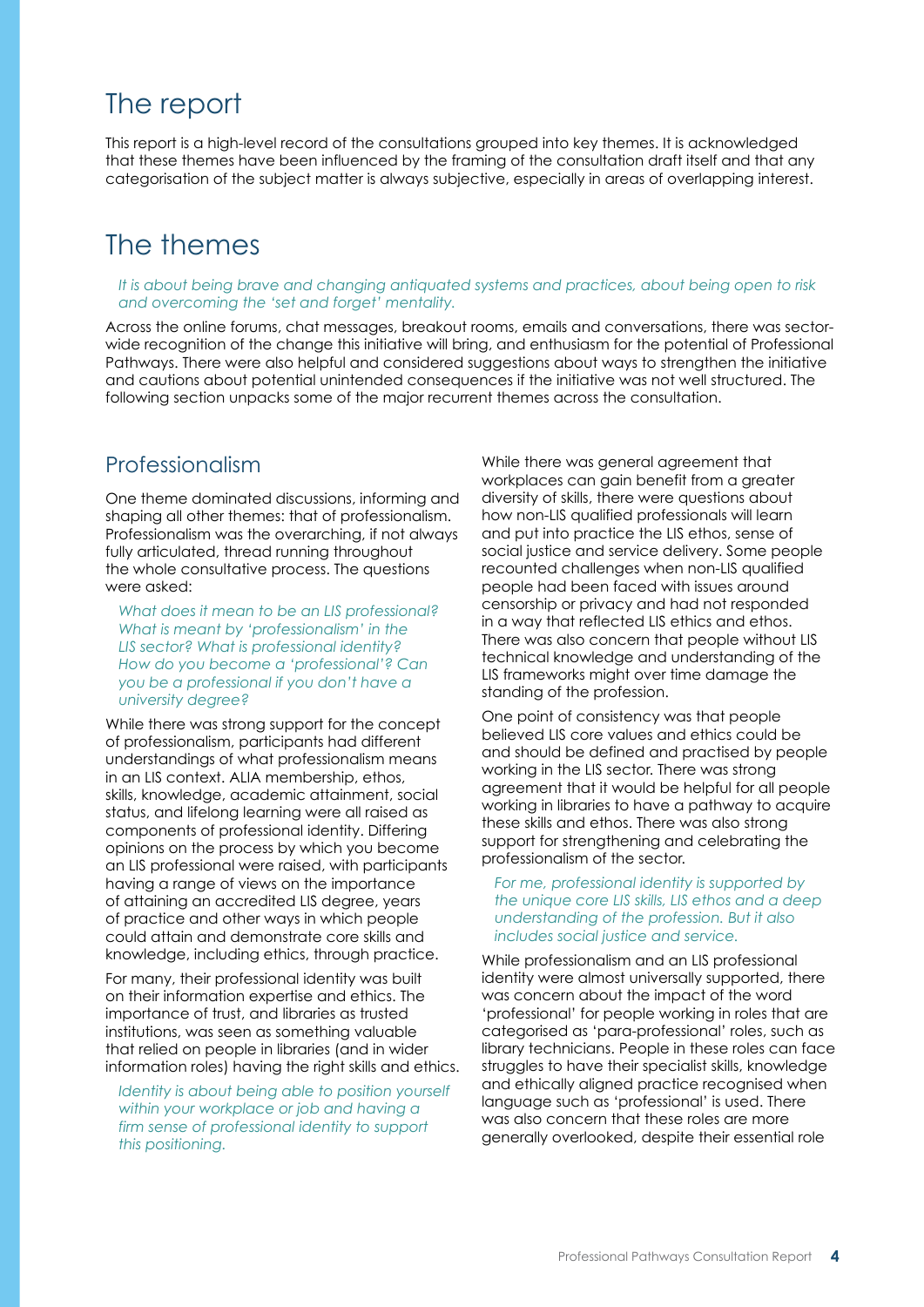# The report

This report is a high-level record of the consultations grouped into key themes. It is acknowledged that these themes have been influenced by the framing of the consultation draft itself and that any categorisation of the subject matter is always subjective, especially in areas of overlapping interest.

# The themes

> *It is about being brave and changing antiquated systems and practices, about being open to risk and overcoming the 'set and forget' mentality.*

Across the online forums, chat messages, breakout rooms, emails and conversations, there was sector-wide recognition of the change this initiative will bring, and enthusiasm for the potential of Professional Pathways. There were also helpful and considered suggestions about ways to strengthen the initiative and cautions about potential unintended consequences if the initiative was not well structured. The following section unpacks some of the major recurrent themes across the consultation.

## Professionalism

One theme dominated discussions, informing and shaping all other themes: that of professionalism. Professionalism was the overarching, if not always fully articulated, thread running throughout the whole consultative process. The questions were asked:

> *What does it mean to be an LIS professional? What is meant by 'professionalism' in the LIS sector? What is professional identity? How do you become a 'professional'? Can you be a professional if you don't have a university degree?*

While there was strong support for the concept of professionalism, participants had different understandings of what professionalism means in an LIS context. ALIA membership, ethos, skills, knowledge, academic attainment, social status, and lifelong learning were all raised as components of professional identity. Differing opinions on the process by which you become an LIS professional were raised, with participants having a range of views on the importance of attaining an accredited LIS degree, years of practice and other ways in which people could attain and demonstrate core skills and knowledge, including ethics, through practice.

For many, their professional identity was built on their information expertise and ethics. The importance of trust, and libraries as trusted institutions, was seen as something valuable that relied on people in libraries (and in wider information roles) having the right skills and ethics.

> *Identity is about being able to position yourself within your workplace or job and having a firm sense of professional identity to support this positioning.*

While there was general agreement that workplaces can gain benefit from a greater diversity of skills, there were questions about how non-LIS qualified professionals will learn and put into practice the LIS ethos, sense of social justice and service delivery. Some people recounted challenges when non-LIS qualified people had been faced with issues around censorship or privacy and had not responded in a way that reflected LIS ethics and ethos. There was also concern that people without LIS technical knowledge and understanding of the LIS frameworks might over time damage the standing of the profession.

One point of consistency was that people believed LIS core values and ethics could be and should be defined and practised by people working in the LIS sector. There was strong agreement that it would be helpful for all people working in libraries to have a pathway to acquire these skills and ethos. There was also strong support for strengthening and celebrating the professionalism of the sector.

> *For me, professional identity is supported by the unique core LIS skills, LIS ethos and a deep understanding of the profession. But it also includes social justice and service.*

While professionalism and an LIS professional identity were almost universally supported, there was concern about the impact of the word 'professional' for people working in roles that are categorised as 'para-professional' roles, such as library technicians. People in these roles can face struggles to have their specialist skills, knowledge and ethically aligned practice recognised when language such as 'professional' is used. There was also concern that these roles are more generally overlooked, despite their essential role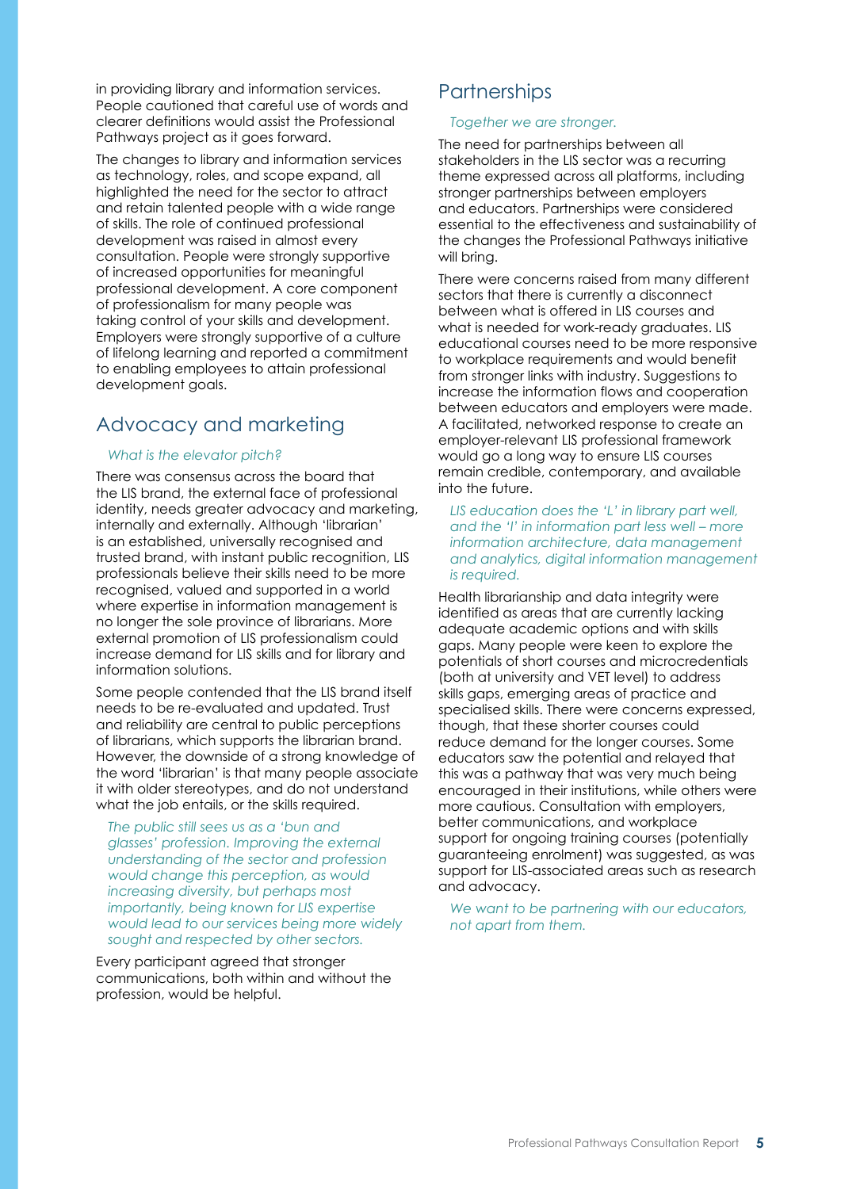in providing library and information services. People cautioned that careful use of words and clearer definitions would assist the Professional Pathways project as it goes forward.

The changes to library and information services as technology, roles, and scope expand, all highlighted the need for the sector to attract and retain talented people with a wide range of skills. The role of continued professional development was raised in almost every consultation. People were strongly supportive of increased opportunities for meaningful professional development. A core component of professionalism for many people was taking control of your skills and development. Employers were strongly supportive of a culture of lifelong learning and reported a commitment to enabling employees to attain professional development goals.

## Advocacy and marketing

*What is the elevator pitch?*

There was consensus across the board that the LIS brand, the external face of professional identity, needs greater advocacy and marketing, internally and externally. Although 'librarian' is an established, universally recognised and trusted brand, with instant public recognition, LIS professionals believe their skills need to be more recognised, valued and supported in a world where expertise in information management is no longer the sole province of librarians. More external promotion of LIS professionalism could increase demand for LIS skills and for library and information solutions.

Some people contended that the LIS brand itself needs to be re-evaluated and updated. Trust and reliability are central to public perceptions of librarians, which supports the librarian brand. However, the downside of a strong knowledge of the word 'librarian' is that many people associate it with older stereotypes, and do not understand what the job entails, or the skills required.

*The public still sees us as a 'bun and glasses' profession. Improving the external understanding of the sector and profession would change this perception, as would increasing diversity, but perhaps most importantly, being known for LIS expertise would lead to our services being more widely sought and respected by other sectors.*

Every participant agreed that stronger communications, both within and without the profession, would be helpful.

## Partnerships

*Together we are stronger.*

The need for partnerships between all stakeholders in the LIS sector was a recurring theme expressed across all platforms, including stronger partnerships between employers and educators. Partnerships were considered essential to the effectiveness and sustainability of the changes the Professional Pathways initiative will bring.

There were concerns raised from many different sectors that there is currently a disconnect between what is offered in LIS courses and what is needed for work-ready graduates. LIS educational courses need to be more responsive to workplace requirements and would benefit from stronger links with industry. Suggestions to increase the information flows and cooperation between educators and employers were made. A facilitated, networked response to create an employer-relevant LIS professional framework would go a long way to ensure LIS courses remain credible, contemporary, and available into the future.

*LIS education does the 'L' in library part well, and the 'I' in information part less well – more information architecture, data management and analytics, digital information management is required.*

Health librarianship and data integrity were identified as areas that are currently lacking adequate academic options and with skills gaps. Many people were keen to explore the potentials of short courses and microcredentials (both at university and VET level) to address skills gaps, emerging areas of practice and specialised skills. There were concerns expressed, though, that these shorter courses could reduce demand for the longer courses. Some educators saw the potential and relayed that this was a pathway that was very much being encouraged in their institutions, while others were more cautious. Consultation with employers, better communications, and workplace support for ongoing training courses (potentially guaranteeing enrolment) was suggested, as was support for LIS-associated areas such as research and advocacy.

*We want to be partnering with our educators, not apart from them.*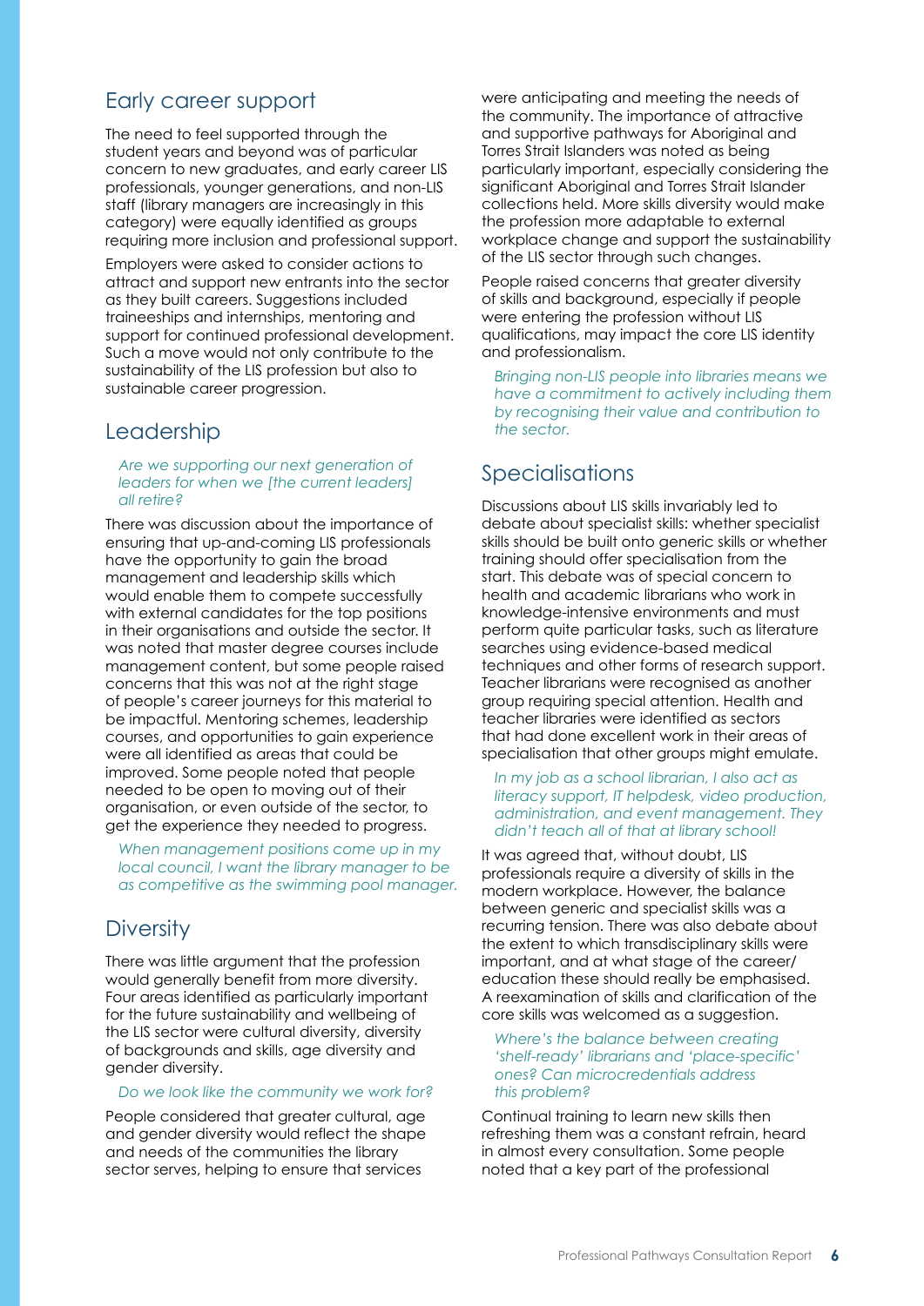## Early career support

The need to feel supported through the student years and beyond was of particular concern to new graduates, and early career LIS professionals, younger generations, and non-LIS staff (library managers are increasingly in this category) were equally identified as groups requiring more inclusion and professional support.

Employers were asked to consider actions to attract and support new entrants into the sector as they built careers. Suggestions included traineeships and internships, mentoring and support for continued professional development. Such a move would not only contribute to the sustainability of the LIS profession but also to sustainable career progression.

## Leadership

*Are we supporting our next generation of leaders for when we [the current leaders] all retire?*

There was discussion about the importance of ensuring that up-and-coming LIS professionals have the opportunity to gain the broad management and leadership skills which would enable them to compete successfully with external candidates for the top positions in their organisations and outside the sector. It was noted that master degree courses include management content, but some people raised concerns that this was not at the right stage of people's career journeys for this material to be impactful. Mentoring schemes, leadership courses, and opportunities to gain experience were all identified as areas that could be improved. Some people noted that people needed to be open to moving out of their organisation, or even outside of the sector, to get the experience they needed to progress.

*When management positions come up in my local council, I want the library manager to be as competitive as the swimming pool manager.*

## Diversity

There was little argument that the profession would generally benefit from more diversity. Four areas identified as particularly important for the future sustainability and wellbeing of the LIS sector were cultural diversity, diversity of backgrounds and skills, age diversity and gender diversity.

*Do we look like the community we work for?*

People considered that greater cultural, age and gender diversity would reflect the shape and needs of the communities the library sector serves, helping to ensure that services were anticipating and meeting the needs of the community. The importance of attractive and supportive pathways for Aboriginal and Torres Strait Islanders was noted as being particularly important, especially considering the significant Aboriginal and Torres Strait Islander collections held. More skills diversity would make the profession more adaptable to external workplace change and support the sustainability of the LIS sector through such changes.

People raised concerns that greater diversity of skills and background, especially if people were entering the profession without LIS qualifications, may impact the core LIS identity and professionalism.

*Bringing non-LIS people into libraries means we have a commitment to actively including them by recognising their value and contribution to the sector.*

## Specialisations

Discussions about LIS skills invariably led to debate about specialist skills: whether specialist skills should be built onto generic skills or whether training should offer specialisation from the start. This debate was of special concern to health and academic librarians who work in knowledge-intensive environments and must perform quite particular tasks, such as literature searches using evidence-based medical techniques and other forms of research support. Teacher librarians were recognised as another group requiring special attention. Health and teacher libraries were identified as sectors that had done excellent work in their areas of specialisation that other groups might emulate.

*In my job as a school librarian, I also act as literacy support, IT helpdesk, video production, administration, and event management. They didn't teach all of that at library school!*

It was agreed that, without doubt, LIS professionals require a diversity of skills in the modern workplace. However, the balance between generic and specialist skills was a recurring tension. There was also debate about the extent to which transdisciplinary skills were important, and at what stage of the career/education these should really be emphasised. A reexamination of skills and clarification of the core skills was welcomed as a suggestion.

*Where's the balance between creating 'shelf-ready' librarians and 'place-specific' ones? Can microcredentials address this problem?*

Continual training to learn new skills then refreshing them was a constant refrain, heard in almost every consultation. Some people noted that a key part of the professional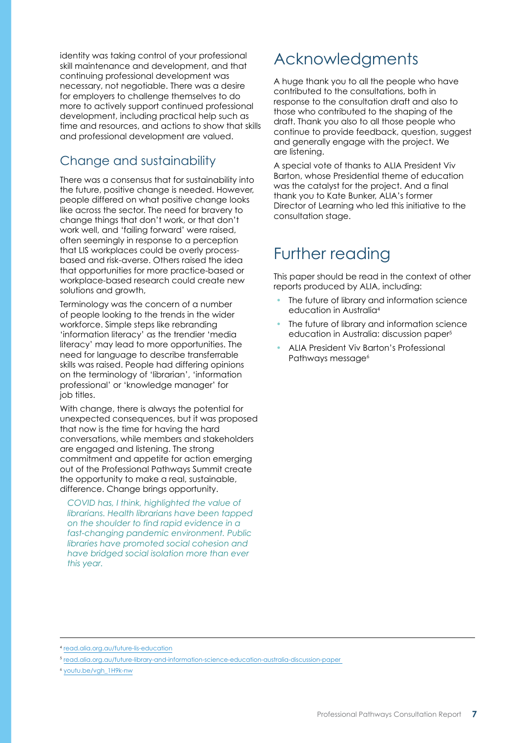identity was taking control of your professional skill maintenance and development, and that continuing professional development was necessary, not negotiable. There was a desire for employers to challenge themselves to do more to actively support continued professional development, including practical help such as time and resources, and actions to show that skills and professional development are valued.

## Change and sustainability

There was a consensus that for sustainability into the future, positive change is needed. However, people differed on what positive change looks like across the sector. The need for bravery to change things that don't work, or that don't work well, and 'failing forward' were raised, often seemingly in response to a perception that LIS workplaces could be overly process-based and risk-averse. Others raised the idea that opportunities for more practice-based or workplace-based research could create new solutions and growth,

Terminology was the concern of a number of people looking to the trends in the wider workforce. Simple steps like rebranding 'information literacy' as the trendier 'media literacy' may lead to more opportunities. The need for language to describe transferrable skills was raised. People had differing opinions on the terminology of 'librarian', 'information professional' or 'knowledge manager' for job titles.

With change, there is always the potential for unexpected consequences, but it was proposed that now is the time for having the hard conversations, while members and stakeholders are engaged and listening. The strong commitment and appetite for action emerging out of the Professional Pathways Summit create the opportunity to make a real, sustainable, difference. Change brings opportunity.

> *COVID has, I think, highlighted the value of librarians. Health librarians have been tapped on the shoulder to find rapid evidence in a fast-changing pandemic environment. Public libraries have promoted social cohesion and have bridged social isolation more than ever this year.*

# Acknowledgments

A huge thank you to all the people who have contributed to the consultations, both in response to the consultation draft and also to those who contributed to the shaping of the draft. Thank you also to all those people who continue to provide feedback, question, suggest and generally engage with the project. We are listening.

A special vote of thanks to ALIA President Viv Barton, whose Presidential theme of education was the catalyst for the project. And a final thank you to Kate Bunker, ALIA's former Director of Learning who led this initiative to the consultation stage.

# Further reading

This paper should be read in the context of other reports produced by ALIA, including:

- The future of library and information science education in Australia[4]
- The future of library and information science education in Australia: discussion paper[5]
- ALIA President Viv Barton's Professional Pathways message[6]

---

[4] read.alia.org.au/future-lis-education

[5] read.alia.org.au/future-library-and-information-science-education-australia-discussion-paper

[6] youtu.be/vgh_1H9k-nw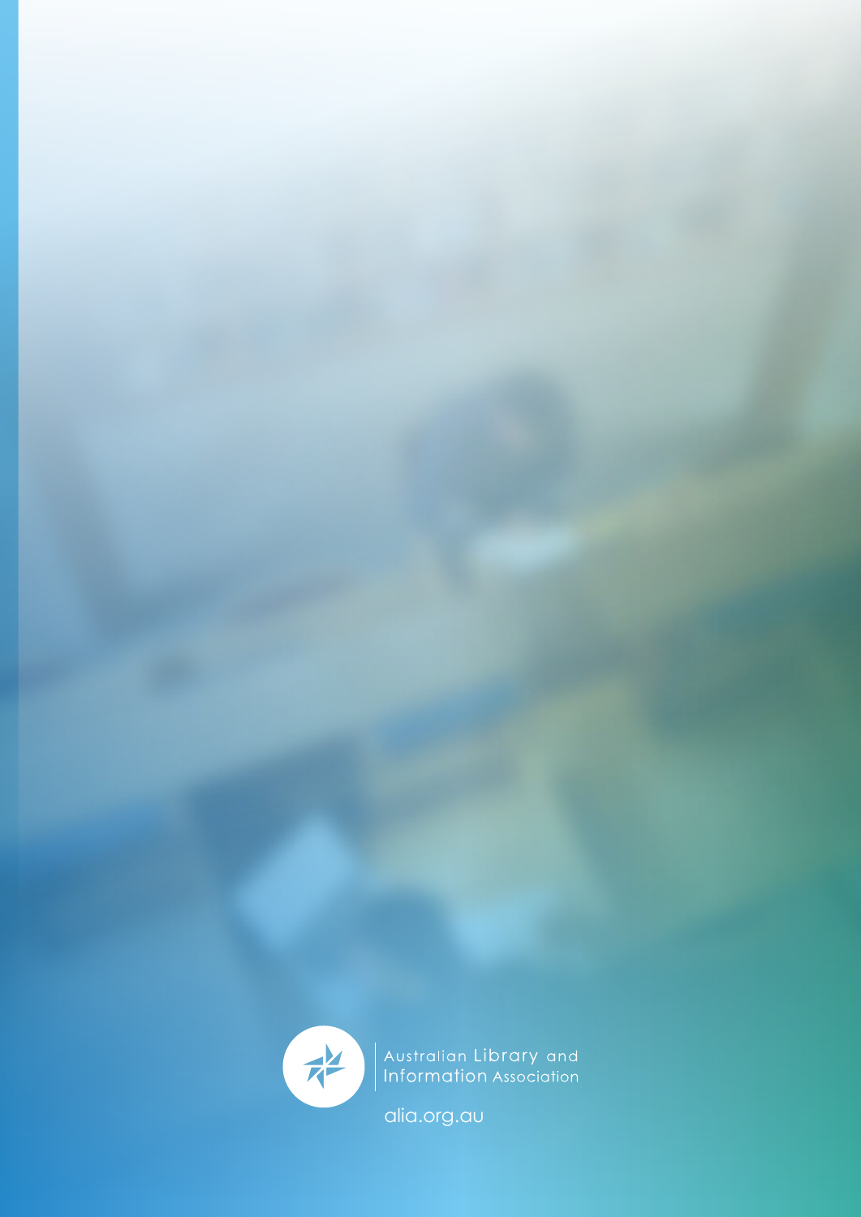Australian Library and Information Association

alia.org.au